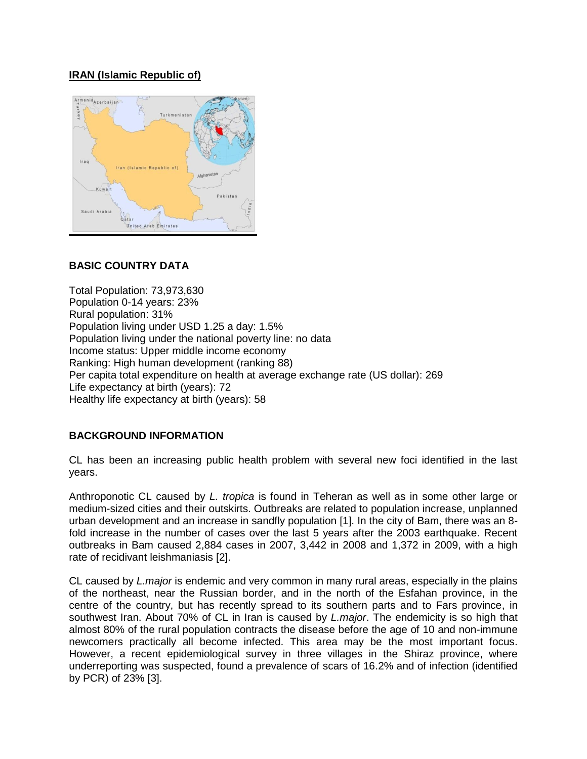## IRAN (Islamic Republic of)

### BASIC COUNTRY DATA

Total Population: 73,973,630
Population 0-14 years: 23%
Rural population: 31%
Population living under USD 1.25 a day: 1.5%
Population living under the national poverty line: no data
Income status: Upper middle income economy
Ranking: High human development (ranking 88)
Per capita total expenditure on health at average exchange rate (US dollar): 269
Life expectancy at birth (years): 72
Healthy life expectancy at birth (years): 58

### BACKGROUND INFORMATION

CL has been an increasing public health problem with several new foci identified in the last years.

Anthroponotic CL caused by *L. tropica* is found in Teheran as well as in some other large or medium-sized cities and their outskirts. Outbreaks are related to population increase, unplanned urban development and an increase in sandfly population [1]. In the city of Bam, there was an 8-fold increase in the number of cases over the last 5 years after the 2003 earthquake. Recent outbreaks in Bam caused 2,884 cases in 2007, 3,442 in 2008 and 1,372 in 2009, with a high rate of recidivant leishmaniasis [2].

CL caused by *L.major* is endemic and very common in many rural areas, especially in the plains of the northeast, near the Russian border, and in the north of the Esfahan province, in the centre of the country, but has recently spread to its southern parts and to Fars province, in southwest Iran. About 70% of CL in Iran is caused by *L.major*. The endemicity is so high that almost 80% of the rural population contracts the disease before the age of 10 and non-immune newcomers practically all become infected. This area may be the most important focus. However, a recent epidemiological survey in three villages in the Shiraz province, where underreporting was suspected, found a prevalence of scars of 16.2% and of infection (identified by PCR) of 23% [3].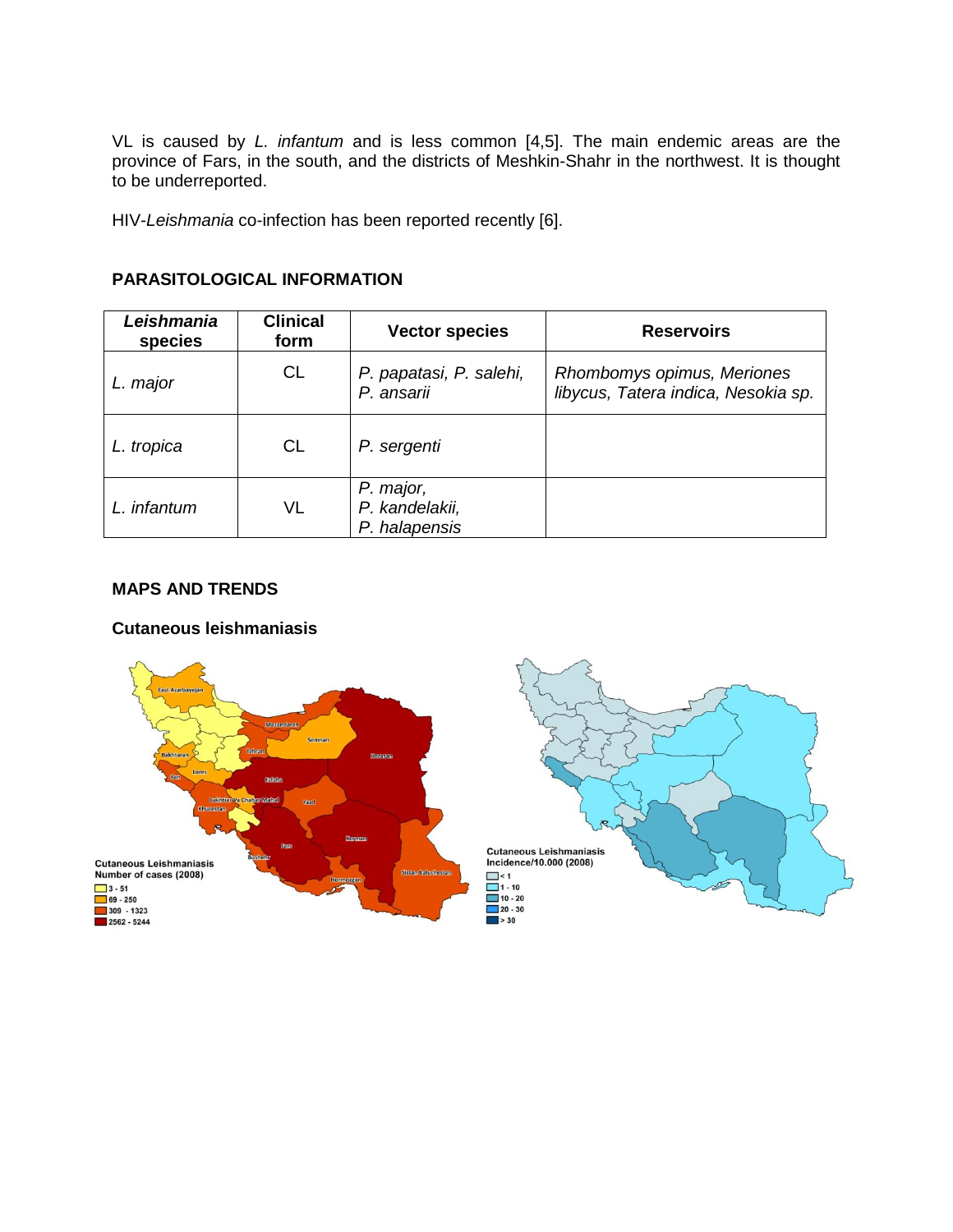VL is caused by *L. infantum* and is less common [4,5]. The main endemic areas are the province of Fars, in the south, and the districts of Meshkin-Shahr in the northwest. It is thought to be underreported.

HIV-*Leishmania* co-infection has been reported recently [6].

## PARASITOLOGICAL INFORMATION

| *Leishmania* species | Clinical form | Vector species | Reservoirs |
|---|---|---|---|
| *L. major* | CL | *P. papatasi, P. salehi, P. ansarii* | *Rhombomys opimus, Meriones libycus, Tatera indica, Nesokia sp.* |
| *L. tropica* | CL | *P. sergenti* | |
| *L. infantum* | VL | *P. major, P. kandelakii, P. halapensis* | |

## MAPS AND TRENDS

### Cutaneous leishmaniasis

Cutaneous Leishmaniasis Number of cases (2008)

- 3 - 51
- 69 - 250
- 309 - 1323
- 2562 - 5244

Cutaneous Leishmaniasis Incidence/10.000 (2008)

- < 1
- 1 - 10
- 10 - 20
- 20 - 30
- > 30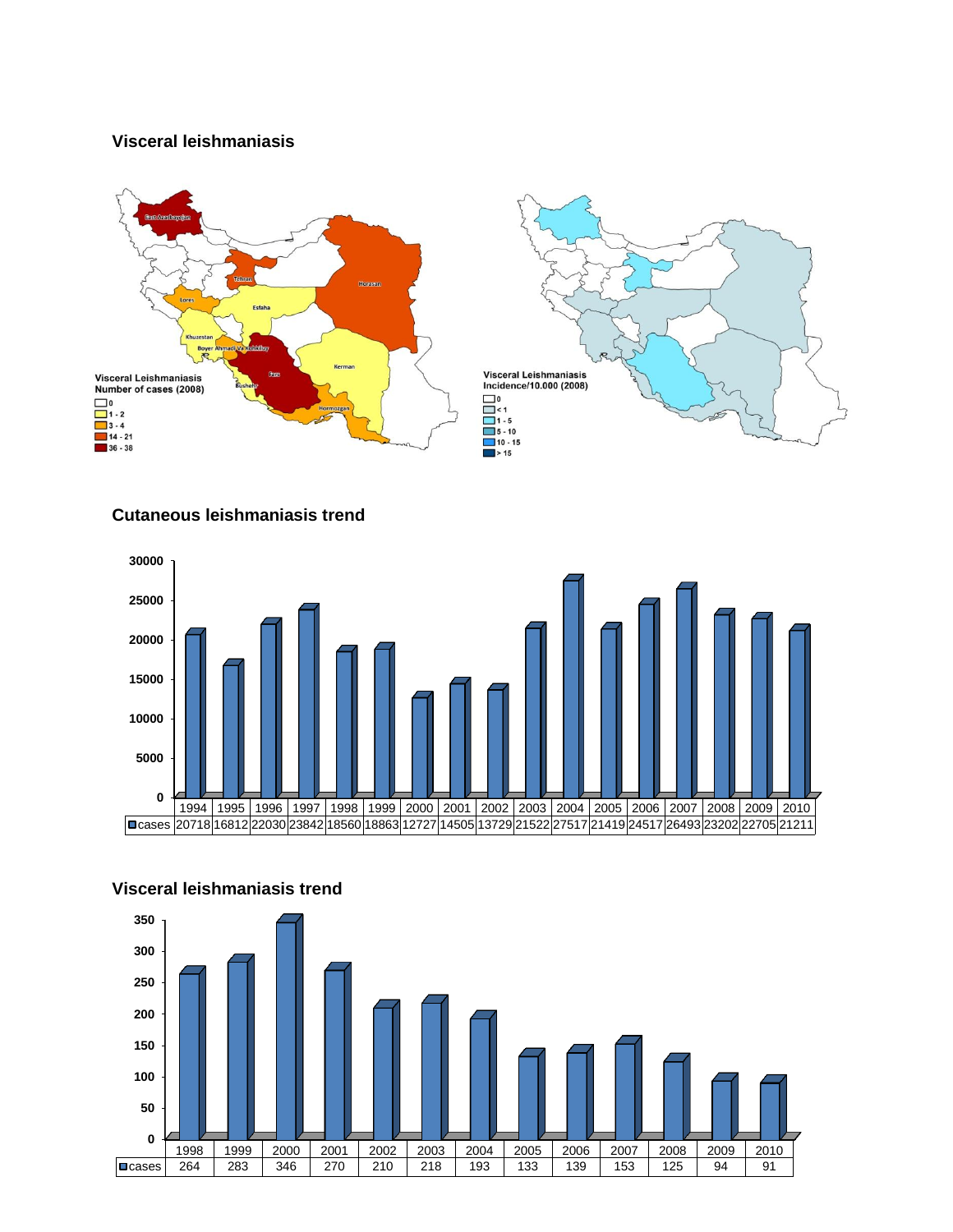## Visceral leishmaniasis

Visceral Leishmaniasis
Number of cases (2008)

- 0
- 1 - 2
- 3 - 4
- 14 - 21
- 36 - 38

Visceral Leishmaniasis
Incidence/10.000 (2008)

- 0
- < 1
- 1 - 5
- 5 - 10
- 10 - 15
- > 15

## Cutaneous leishmaniasis trend

| | 1994 | 1995 | 1996 | 1997 | 1998 | 1999 | 2000 | 2001 | 2002 | 2003 | 2004 | 2005 | 2006 | 2007 | 2008 | 2009 | 2010 |
|---|---|---|---|---|---|---|---|---|---|---|---|---|---|---|---|---|---|
| cases | 20718 | 16812 | 22030 | 23842 | 18560 | 18863 | 12727 | 14505 | 13729 | 21522 | 27517 | 21419 | 24517 | 26493 | 23202 | 22705 | 21211 |

## Visceral leishmaniasis trend

| | 1998 | 1999 | 2000 | 2001 | 2002 | 2003 | 2004 | 2005 | 2006 | 2007 | 2008 | 2009 | 2010 |
|---|---|---|---|---|---|---|---|---|---|---|---|---|---|
| cases | 264 | 283 | 346 | 270 | 210 | 218 | 193 | 133 | 139 | 153 | 125 | 94 | 91 |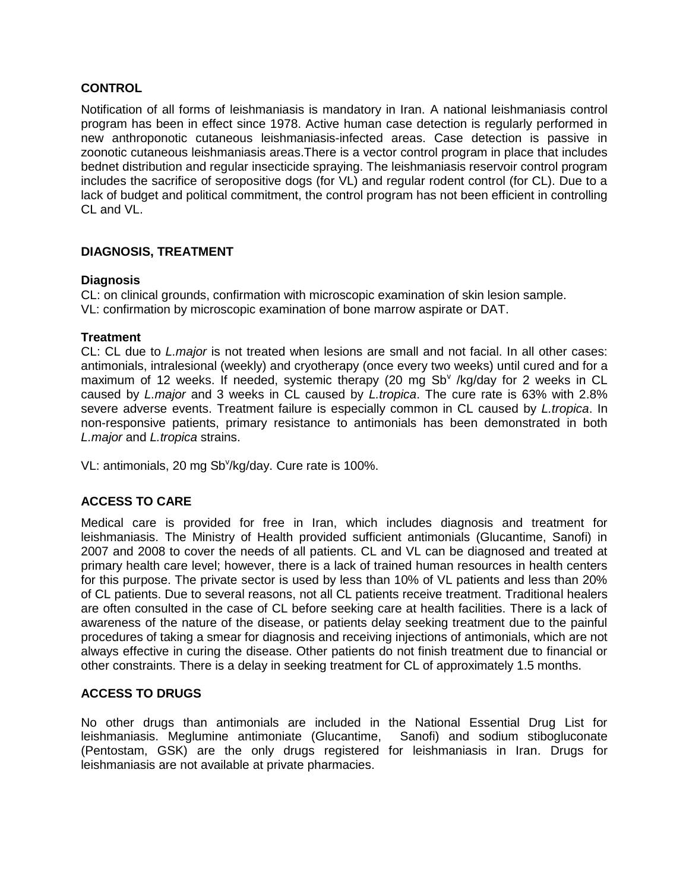## CONTROL

Notification of all forms of leishmaniasis is mandatory in Iran. A national leishmaniasis control program has been in effect since 1978. Active human case detection is regularly performed in new anthroponotic cutaneous leishmaniasis-infected areas. Case detection is passive in zoonotic cutaneous leishmaniasis areas.There is a vector control program in place that includes bednet distribution and regular insecticide spraying. The leishmaniasis reservoir control program includes the sacrifice of seropositive dogs (for VL) and regular rodent control (for CL). Due to a lack of budget and political commitment, the control program has not been efficient in controlling CL and VL.

## DIAGNOSIS, TREATMENT

### Diagnosis

CL: on clinical grounds, confirmation with microscopic examination of skin lesion sample.
VL: confirmation by microscopic examination of bone marrow aspirate or DAT.

### Treatment

CL: CL due to *L.major* is not treated when lesions are small and not facial. In all other cases: antimonials, intralesional (weekly) and cryotherapy (once every two weeks) until cured and for a maximum of 12 weeks. If needed, systemic therapy (20 mg $Sb^{v}$ /kg/day for 2 weeks in CL caused by *L.major* and 3 weeks in CL caused by *L.tropica*. The cure rate is 63% with 2.8% severe adverse events. Treatment failure is especially common in CL caused by *L.tropica*. In non-responsive patients, primary resistance to antimonials has been demonstrated in both *L.major* and *L.tropica* strains.

VL: antimonials, 20 mg $Sb^{v}$/kg/day. Cure rate is 100%.

## ACCESS TO CARE

Medical care is provided for free in Iran, which includes diagnosis and treatment for leishmaniasis. The Ministry of Health provided sufficient antimonials (Glucantime, Sanofi) in 2007 and 2008 to cover the needs of all patients. CL and VL can be diagnosed and treated at primary health care level; however, there is a lack of trained human resources in health centers for this purpose. The private sector is used by less than 10% of VL patients and less than 20% of CL patients. Due to several reasons, not all CL patients receive treatment. Traditional healers are often consulted in the case of CL before seeking care at health facilities. There is a lack of awareness of the nature of the disease, or patients delay seeking treatment due to the painful procedures of taking a smear for diagnosis and receiving injections of antimonials, which are not always effective in curing the disease. Other patients do not finish treatment due to financial or other constraints. There is a delay in seeking treatment for CL of approximately 1.5 months.

## ACCESS TO DRUGS

No other drugs than antimonials are included in the National Essential Drug List for leishmaniasis. Meglumine antimoniate (Glucantime, Sanofi) and sodium stibogluconate (Pentostam, GSK) are the only drugs registered for leishmaniasis in Iran. Drugs for leishmaniasis are not available at private pharmacies.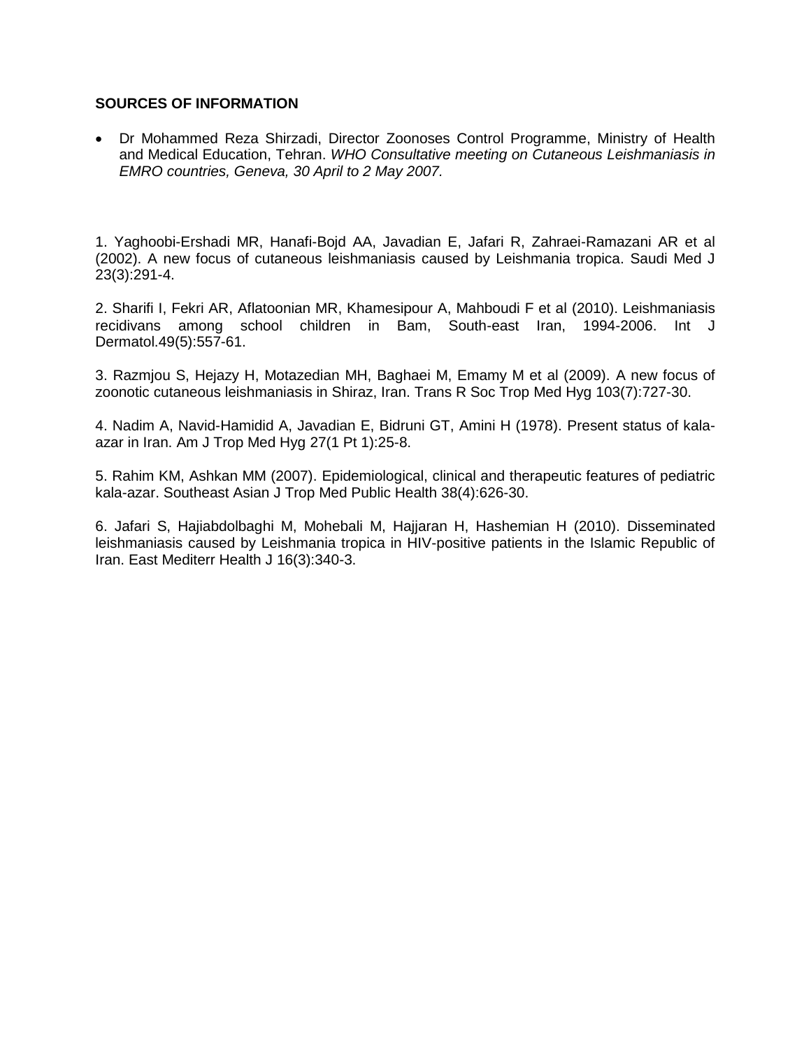## SOURCES OF INFORMATION

- Dr Mohammed Reza Shirzadi, Director Zoonoses Control Programme, Ministry of Health and Medical Education, Tehran. *WHO Consultative meeting on Cutaneous Leishmaniasis in EMRO countries, Geneva, 30 April to 2 May 2007.*

1. Yaghoobi-Ershadi MR, Hanafi-Bojd AA, Javadian E, Jafari R, Zahraei-Ramazani AR et al (2002). A new focus of cutaneous leishmaniasis caused by Leishmania tropica. Saudi Med J 23(3):291-4.

2. Sharifi I, Fekri AR, Aflatoonian MR, Khamesipour A, Mahboudi F et al (2010). Leishmaniasis recidivans among school children in Bam, South-east Iran, 1994-2006. Int J Dermatol.49(5):557-61.

3. Razmjou S, Hejazy H, Motazedian MH, Baghaei M, Emamy M et al (2009). A new focus of zoonotic cutaneous leishmaniasis in Shiraz, Iran. Trans R Soc Trop Med Hyg 103(7):727-30.

4. Nadim A, Navid-Hamidid A, Javadian E, Bidruni GT, Amini H (1978). Present status of kala-azar in Iran. Am J Trop Med Hyg 27(1 Pt 1):25-8.

5. Rahim KM, Ashkan MM (2007). Epidemiological, clinical and therapeutic features of pediatric kala-azar. Southeast Asian J Trop Med Public Health 38(4):626-30.

6. Jafari S, Hajiabdolbaghi M, Mohebali M, Hajjaran H, Hashemian H (2010). Disseminated leishmaniasis caused by Leishmania tropica in HIV-positive patients in the Islamic Republic of Iran. East Mediterr Health J 16(3):340-3.